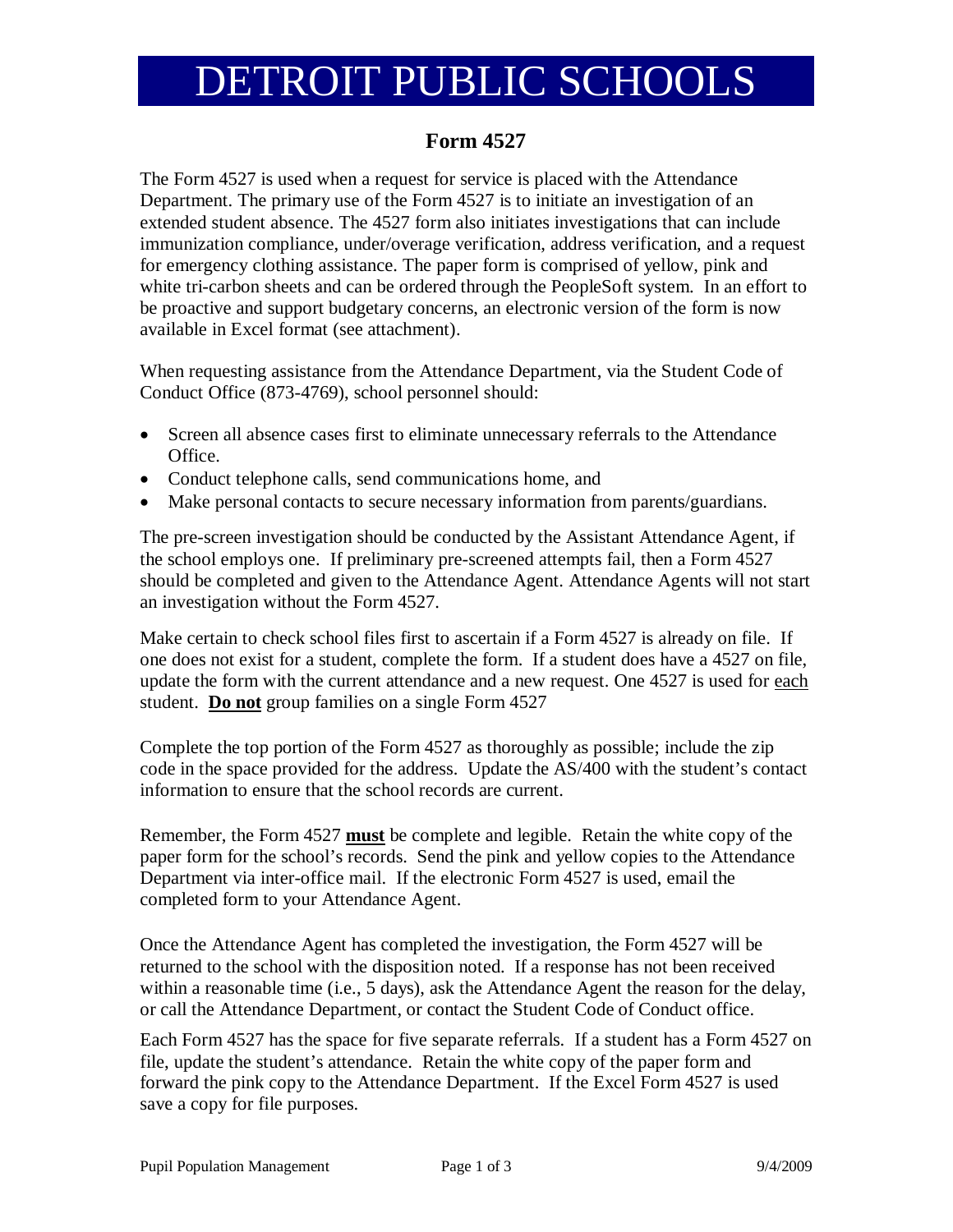# DETROIT PUBLIC SCHOOLS

## Form 4527

The Form 4527 is used when a request for service is placed with the Attendance Department. The primary use of the Form 4527 is to initiate an investigation of an extended student absence. The 4527 form also initiates investigations that can include immunization compliance, under/overage verification, address verification, and a request for emergency clothing assistance. The paper form is comprised of yellow, pink and white tri-carbon sheets and can be ordered through the PeopleSoft system. In an effort to be proactive and support budgetary concerns, an electronic version of the form is now available in Excel format (see attachment).

When requesting assistance from the Attendance Department, via the Student Code of Conduct Office (873-4769), school personnel should:

- Screen all absence cases first to eliminate unnecessary referrals to the Attendance Office.
- Conduct telephone calls, send communications home, and
- Make personal contacts to secure necessary information from parents/guardians.

The pre-screen investigation should be conducted by the Assistant Attendance Agent, if the school employs one. If preliminary pre-screened attempts fail, then a Form 4527 should be completed and given to the Attendance Agent. Attendance Agents will not start an investigation without the Form 4527.

Make certain to check school files first to ascertain if a Form 4527 is already on file. If one does not exist for a student, complete the form. If a student does have a 4527 on file, update the form with the current attendance and a new request. One 4527 is used for each student. **Do not** group families on a single Form 4527

Complete the top portion of the Form 4527 as thoroughly as possible; include the zip code in the space provided for the address. Update the AS/400 with the student's contact information to ensure that the school records are current.

Remember, the Form 4527 **must** be complete and legible. Retain the white copy of the paper form for the school's records. Send the pink and yellow copies to the Attendance Department via inter-office mail. If the electronic Form 4527 is used, email the completed form to your Attendance Agent.

Once the Attendance Agent has completed the investigation, the Form 4527 will be returned to the school with the disposition noted. If a response has not been received within a reasonable time (i.e., 5 days), ask the Attendance Agent the reason for the delay, or call the Attendance Department, or contact the Student Code of Conduct office.

Each Form 4527 has the space for five separate referrals. If a student has a Form 4527 on file, update the student's attendance. Retain the white copy of the paper form and forward the pink copy to the Attendance Department. If the Excel Form 4527 is used save a copy for file purposes.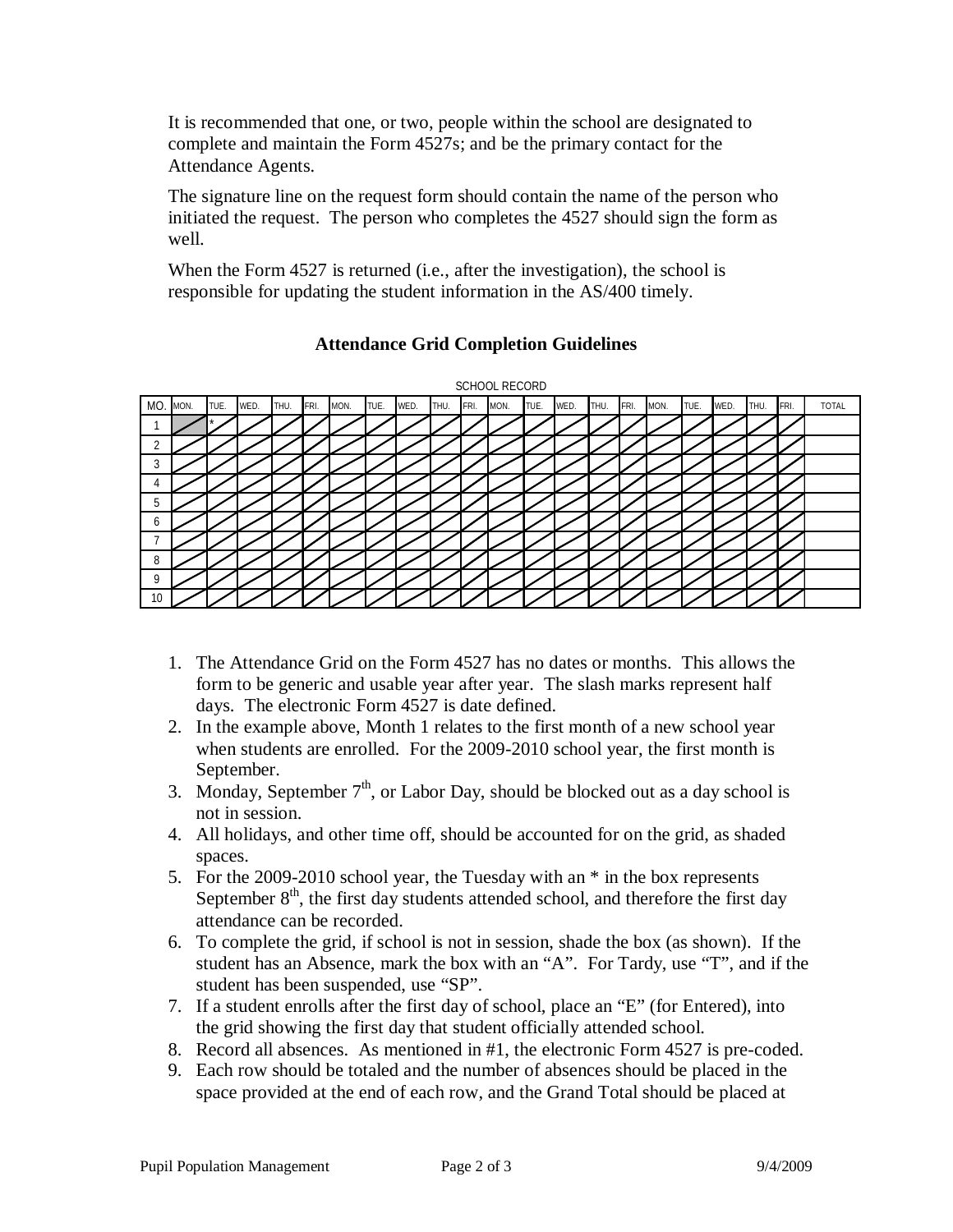It is recommended that one, or two, people within the school are designated to complete and maintain the Form 4527s; and be the primary contact for the Attendance Agents.

The signature line on the request form should contain the name of the person who initiated the request. The person who completes the 4527 should sign the form as well.

When the Form 4527 is returned (i.e., after the investigation), the school is responsible for updating the student information in the AS/400 timely.

## Attendance Grid Completion Guidelines

SCHOOL RECORD

| MO. | MON. | TUE. | WED. | THU. | FRI. | MON. | TUE. | WED. | THU. | FRI. | MON. | TUE. | WED. | THU. | FRI. | MON. | TUE. | WED. | THU. | FRI. | TOTAL |
|---|---|---|---|---|---|---|---|---|---|---|---|---|---|---|---|---|---|---|---|---|---|
| 1 | | * | | | | | | | | | | | | | | | | | | | |
| 2 | | | | | | | | | | | | | | | | | | | | | |
| 3 | | | | | | | | | | | | | | | | | | | | | |
| 4 | | | | | | | | | | | | | | | | | | | | | |
| 5 | | | | | | | | | | | | | | | | | | | | | |
| 6 | | | | | | | | | | | | | | | | | | | | | |
| 7 | | | | | | | | | | | | | | | | | | | | | |
| 8 | | | | | | | | | | | | | | | | | | | | | |
| 9 | | | | | | | | | | | | | | | | | | | | | |
| 10 | | | | | | | | | | | | | | | | | | | | | |

1. The Attendance Grid on the Form 4527 has no dates or months. This allows the form to be generic and usable year after year. The slash marks represent half days. The electronic Form 4527 is date defined.
2. In the example above, Month 1 relates to the first month of a new school year when students are enrolled. For the 2009-2010 school year, the first month is September.
3. Monday, September 7th, or Labor Day, should be blocked out as a day school is not in session.
4. All holidays, and other time off, should be accounted for on the grid, as shaded spaces.
5. For the 2009-2010 school year, the Tuesday with an * in the box represents September 8th, the first day students attended school, and therefore the first day attendance can be recorded.
6. To complete the grid, if school is not in session, shade the box (as shown). If the student has an Absence, mark the box with an "A". For Tardy, use "T", and if the student has been suspended, use "SP".
7. If a student enrolls after the first day of school, place an "E" (for Entered), into the grid showing the first day that student officially attended school.
8. Record all absences. As mentioned in #1, the electronic Form 4527 is pre-coded.
9. Each row should be totaled and the number of absences should be placed in the space provided at the end of each row, and the Grand Total should be placed at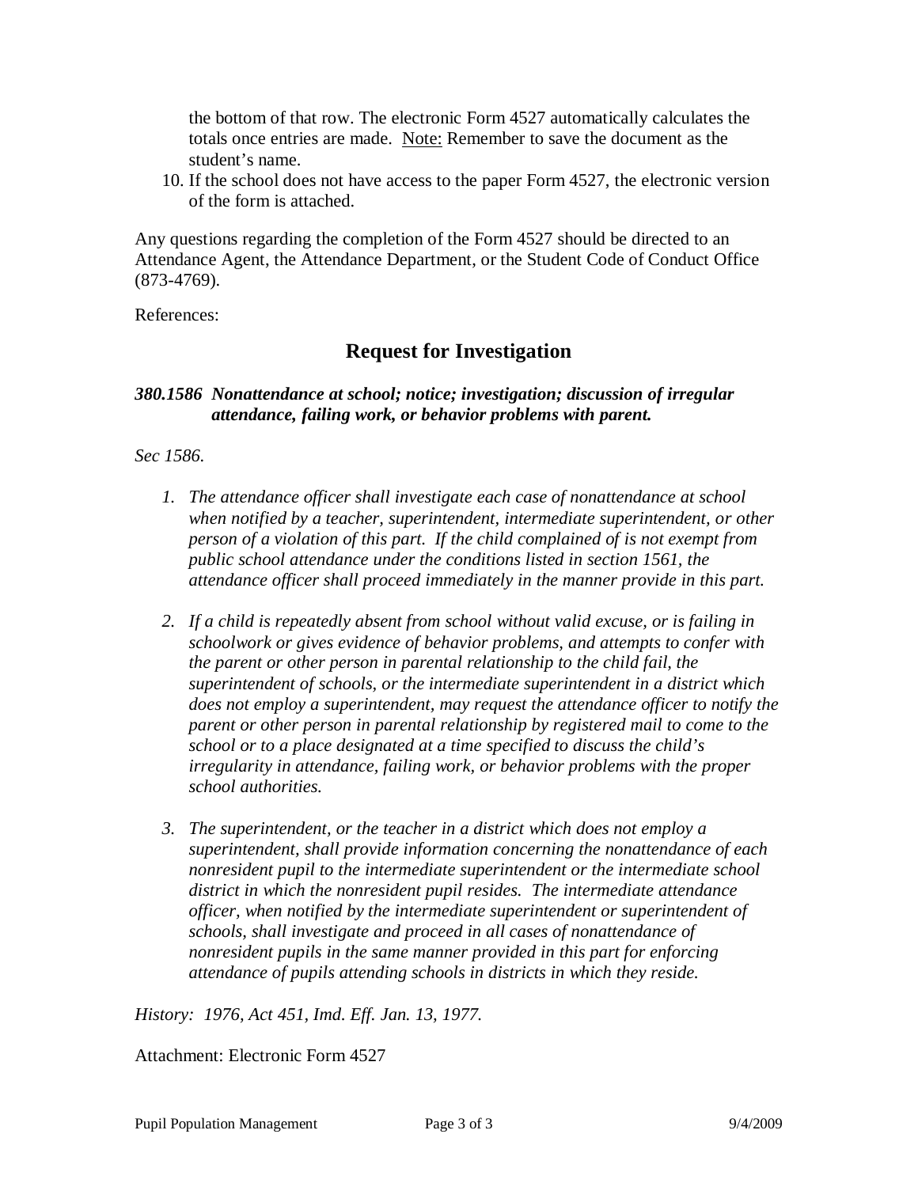the bottom of that row. The electronic Form 4527 automatically calculates the totals once entries are made. Note: Remember to save the document as the student's name.

10. If the school does not have access to the paper Form 4527, the electronic version of the form is attached.

Any questions regarding the completion of the Form 4527 should be directed to an Attendance Agent, the Attendance Department, or the Student Code of Conduct Office (873-4769).

References:

## Request for Investigation

### *380.1586 Nonattendance at school; notice; investigation; discussion of irregular attendance, failing work, or behavior problems with parent.*

*Sec 1586.*

1. *The attendance officer shall investigate each case of nonattendance at school when notified by a teacher, superintendent, intermediate superintendent, or other person of a violation of this part. If the child complained of is not exempt from public school attendance under the conditions listed in section 1561, the attendance officer shall proceed immediately in the manner provide in this part.*

2. *If a child is repeatedly absent from school without valid excuse, or is failing in schoolwork or gives evidence of behavior problems, and attempts to confer with the parent or other person in parental relationship to the child fail, the superintendent of schools, or the intermediate superintendent in a district which does not employ a superintendent, may request the attendance officer to notify the parent or other person in parental relationship by registered mail to come to the school or to a place designated at a time specified to discuss the child's irregularity in attendance, failing work, or behavior problems with the proper school authorities.*

3. *The superintendent, or the teacher in a district which does not employ a superintendent, shall provide information concerning the nonattendance of each nonresident pupil to the intermediate superintendent or the intermediate school district in which the nonresident pupil resides. The intermediate attendance officer, when notified by the intermediate superintendent or superintendent of schools, shall investigate and proceed in all cases of nonattendance of nonresident pupils in the same manner provided in this part for enforcing attendance of pupils attending schools in districts in which they reside.*

*History: 1976, Act 451, Imd. Eff. Jan. 13, 1977.*

Attachment: Electronic Form 4527